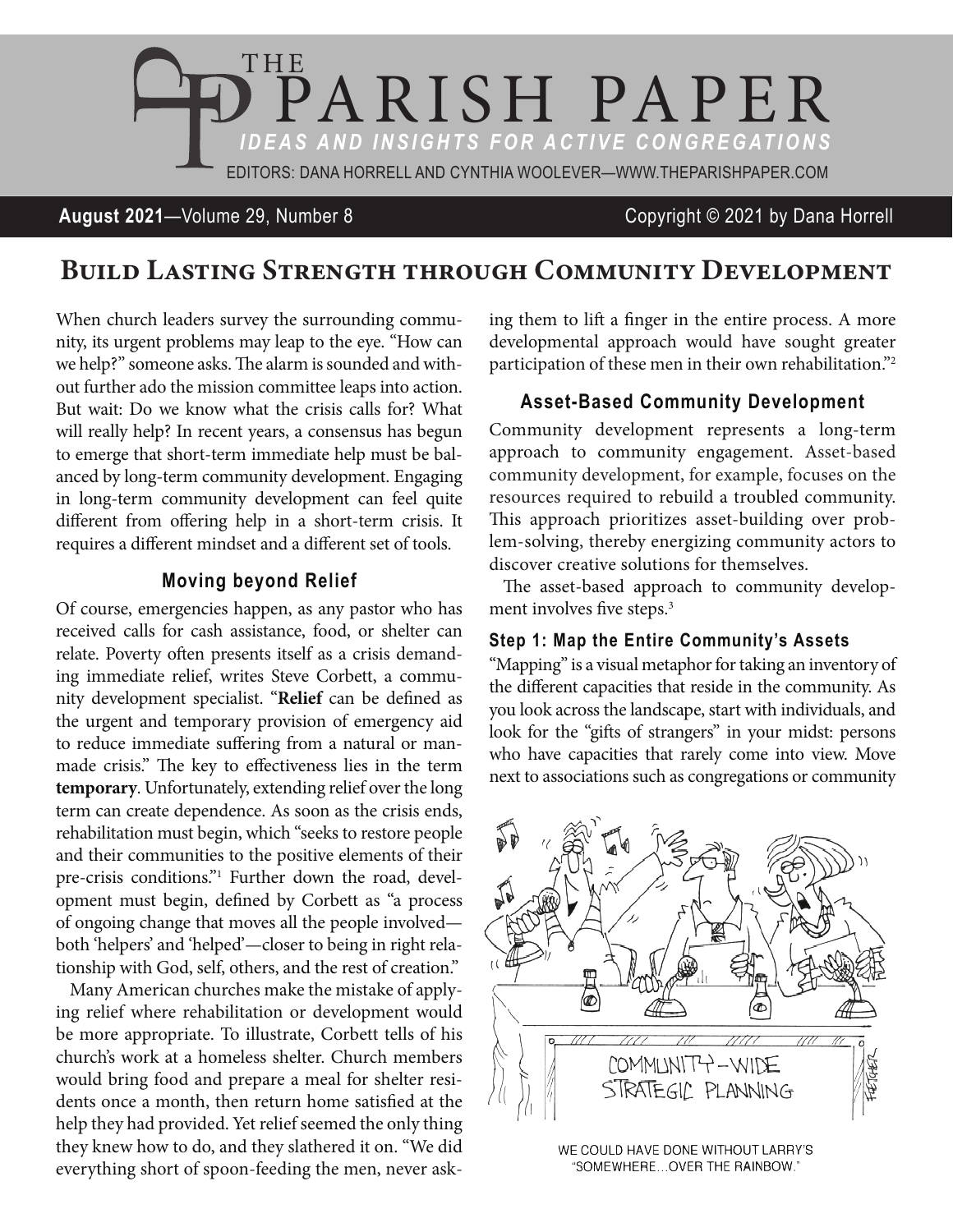# THE PARISH PAPER

*IDEAS AND INSIGHTS FOR ACTIVE CONGREGATIONS*

EDITORS: DANA HORRELL AND CYNTHIA WOOLEVER—WWW.THEPARISHPAPER.COM

**August 2021**—Volume 29, Number 8 Copyright © 2021 by Dana Horrell

## Build Lasting Strength through Community Development

When church leaders survey the surrounding community, its urgent problems may leap to the eye. "How can we help?" someone asks. The alarm is sounded and without further ado the mission committee leaps into action. But wait: Do we know what the crisis calls for? What will really help? In recent years, a consensus has begun to emerge that short-term immediate help must be balanced by long-term community development. Engaging in long-term community development can feel quite different from offering help in a short-term crisis. It requires a different mindset and a different set of tools.

### Moving beyond Relief

Of course, emergencies happen, as any pastor who has received calls for cash assistance, food, or shelter can relate. Poverty often presents itself as a crisis demanding immediate relief, writes Steve Corbett, a community development specialist. "**Relief** can be defined as the urgent and temporary provision of emergency aid to reduce immediate suffering from a natural or man-made crisis." The key to effectiveness lies in the term **temporary**. Unfortunately, extending relief over the long term can create dependence. As soon as the crisis ends, rehabilitation must begin, which "seeks to restore people and their communities to the positive elements of their pre-crisis conditions."[1] Further down the road, development must begin, defined by Corbett as "a process of ongoing change that moves all the people involved—both 'helpers' and 'helped'—closer to being in right relationship with God, self, others, and the rest of creation."

Many American churches make the mistake of applying relief where rehabilitation or development would be more appropriate. To illustrate, Corbett tells of his church's work at a homeless shelter. Church members would bring food and prepare a meal for shelter residents once a month, then return home satisfied at the help they had provided. Yet relief seemed the only thing they knew how to do, and they slathered it on. "We did everything short of spoon-feeding the men, never asking them to lift a finger in the entire process. A more developmental approach would have sought greater participation of these men in their own rehabilitation."[2]

### Asset-Based Community Development

Community development represents a long-term approach to community engagement. Asset-based community development, for example, focuses on the resources required to rebuild a troubled community. This approach prioritizes asset-building over problem-solving, thereby energizing community actors to discover creative solutions for themselves.

The asset-based approach to community development involves five steps.[3]

#### Step 1: Map the Entire Community's Assets

"Mapping" is a visual metaphor for taking an inventory of the different capacities that reside in the community. As you look across the landscape, start with individuals, and look for the "gifts of strangers" in your midst: persons who have capacities that rarely come into view. Move next to associations such as congregations or community

WE COULD HAVE DONE WITHOUT LARRY'S "SOMEWHERE…OVER THE RAINBOW."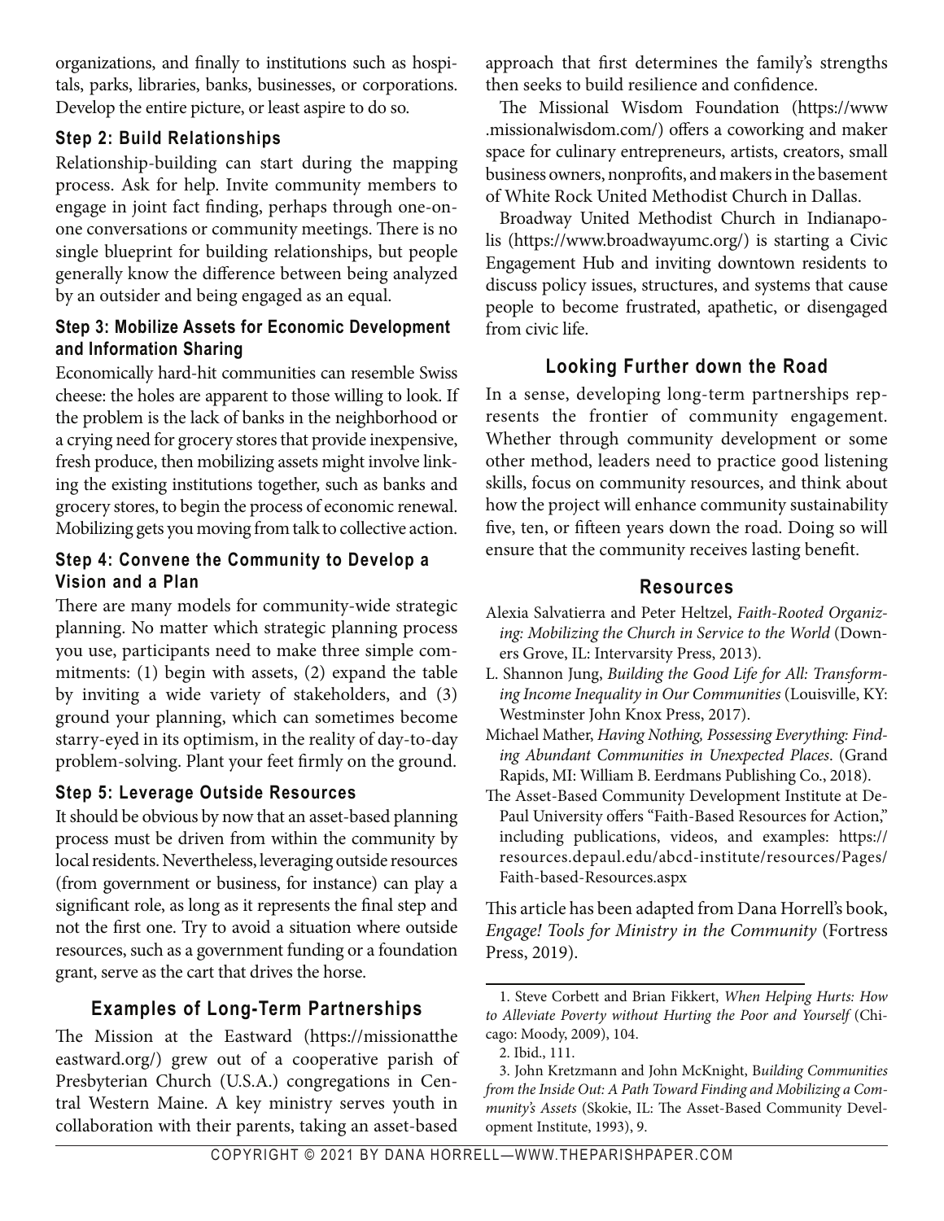organizations, and finally to institutions such as hospitals, parks, libraries, banks, businesses, or corporations. Develop the entire picture, or least aspire to do so.

### Step 2: Build Relationships

Relationship-building can start during the mapping process. Ask for help. Invite community members to engage in joint fact finding, perhaps through one-on-one conversations or community meetings. There is no single blueprint for building relationships, but people generally know the difference between being analyzed by an outsider and being engaged as an equal.

### Step 3: Mobilize Assets for Economic Development and Information Sharing

Economically hard-hit communities can resemble Swiss cheese: the holes are apparent to those willing to look. If the problem is the lack of banks in the neighborhood or a crying need for grocery stores that provide inexpensive, fresh produce, then mobilizing assets might involve linking the existing institutions together, such as banks and grocery stores, to begin the process of economic renewal. Mobilizing gets you moving from talk to collective action.

### Step 4: Convene the Community to Develop a Vision and a Plan

There are many models for community-wide strategic planning. No matter which strategic planning process you use, participants need to make three simple commitments: (1) begin with assets, (2) expand the table by inviting a wide variety of stakeholders, and (3) ground your planning, which can sometimes become starry-eyed in its optimism, in the reality of day-to-day problem-solving. Plant your feet firmly on the ground.

### Step 5: Leverage Outside Resources

It should be obvious by now that an asset-based planning process must be driven from within the community by local residents. Nevertheless, leveraging outside resources (from government or business, for instance) can play a significant role, as long as it represents the final step and not the first one. Try to avoid a situation where outside resources, such as a government funding or a foundation grant, serve as the cart that drives the horse.

## Examples of Long-Term Partnerships

The Mission at the Eastward (https://missionattheeastward.org/) grew out of a cooperative parish of Presbyterian Church (U.S.A.) congregations in Central Western Maine. A key ministry serves youth in collaboration with their parents, taking an asset-based approach that first determines the family's strengths then seeks to build resilience and confidence.

The Missional Wisdom Foundation (https://www.missionalwisdom.com/) offers a coworking and maker space for culinary entrepreneurs, artists, creators, small business owners, nonprofits, and makers in the basement of White Rock United Methodist Church in Dallas.

Broadway United Methodist Church in Indianapolis (https://www.broadwayumc.org/) is starting a Civic Engagement Hub and inviting downtown residents to discuss policy issues, structures, and systems that cause people to become frustrated, apathetic, or disengaged from civic life.

## Looking Further down the Road

In a sense, developing long-term partnerships represents the frontier of community engagement. Whether through community development or some other method, leaders need to practice good listening skills, focus on community resources, and think about how the project will enhance community sustainability five, ten, or fifteen years down the road. Doing so will ensure that the community receives lasting benefit.

## Resources

Alexia Salvatierra and Peter Heltzel, *Faith-Rooted Organizing: Mobilizing the Church in Service to the World* (Downers Grove, IL: Intervarsity Press, 2013).

L. Shannon Jung, *Building the Good Life for All: Transforming Income Inequality in Our Communities* (Louisville, KY: Westminster John Knox Press, 2017).

Michael Mather, *Having Nothing, Possessing Everything: Finding Abundant Communities in Unexpected Places*. (Grand Rapids, MI: William B. Eerdmans Publishing Co., 2018).

The Asset-Based Community Development Institute at DePaul University offers "Faith-Based Resources for Action," including publications, videos, and examples: https://resources.depaul.edu/abcd-institute/resources/Pages/Faith-based-Resources.aspx

This article has been adapted from Dana Horrell's book, *Engage! Tools for Ministry in the Community* (Fortress Press, 2019).

---

1. Steve Corbett and Brian Fikkert, *When Helping Hurts: How to Alleviate Poverty without Hurting the Poor and Yourself* (Chicago: Moody, 2009), 104.

2. Ibid., 111.

3. John Kretzmann and John McKnight, *Building Communities from the Inside Out: A Path Toward Finding and Mobilizing a Community's Assets* (Skokie, IL: The Asset-Based Community Development Institute, 1993), 9.

COPYRIGHT © 2021 BY DANA HORRELL—WWW.THEPARISHPAPER.COM